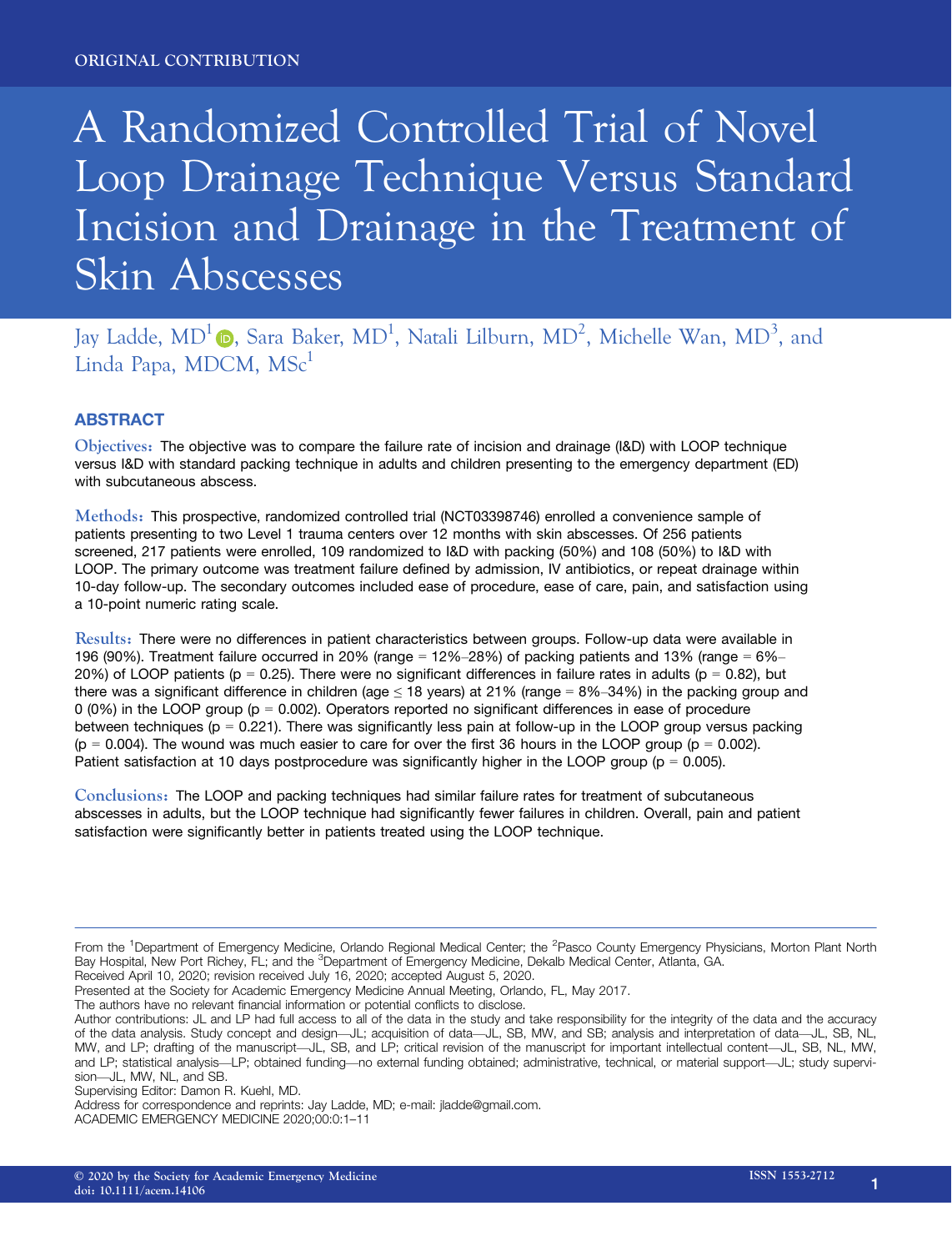ORIGINAL CONTRIBUTION

# A Randomized Controlled Trial of Novel Loop Drainage Technique Versus Standard Incision and Drainage in the Treatment of Skin Abscesses

Jay Ladde, MD[1], Sara Baker, MD[1], Natali Lilburn, MD[2], Michelle Wan, MD[3], and Linda Papa, MDCM, MSc[1]

## ABSTRACT

**Objectives:** The objective was to compare the failure rate of incision and drainage (I&D) with LOOP technique versus I&D with standard packing technique in adults and children presenting to the emergency department (ED) with subcutaneous abscess.

**Methods:** This prospective, randomized controlled trial (NCT03398746) enrolled a convenience sample of patients presenting to two Level 1 trauma centers over 12 months with skin abscesses. Of 256 patients screened, 217 patients were enrolled, 109 randomized to I&D with packing (50%) and 108 (50%) to I&D with LOOP. The primary outcome was treatment failure defined by admission, IV antibiotics, or repeat drainage within 10-day follow-up. The secondary outcomes included ease of procedure, ease of care, pain, and satisfaction using a 10-point numeric rating scale.

**Results:** There were no differences in patient characteristics between groups. Follow-up data were available in 196 (90%). Treatment failure occurred in 20% (range = 12%–28%) of packing patients and 13% (range = 6%–20%) of LOOP patients ($p = 0.25$). There were no significant differences in failure rates in adults ($p = 0.82$), but there was a significant difference in children (age $\leq$ 18 years) at 21% (range = 8%–34%) in the packing group and 0 (0%) in the LOOP group ($p = 0.002$). Operators reported no significant differences in ease of procedure between techniques ($p = 0.221$). There was significantly less pain at follow-up in the LOOP group versus packing ($p = 0.004$). The wound was much easier to care for over the first 36 hours in the LOOP group ($p = 0.002$). Patient satisfaction at 10 days postprocedure was significantly higher in the LOOP group ($p = 0.005$).

**Conclusions:** The LOOP and packing techniques had similar failure rates for treatment of subcutaneous abscesses in adults, but the LOOP technique had significantly fewer failures in children. Overall, pain and patient satisfaction were significantly better in patients treated using the LOOP technique.

---

From the [1]Department of Emergency Medicine, Orlando Regional Medical Center; the [2]Pasco County Emergency Physicians, Morton Plant North Bay Hospital, New Port Richey, FL; and the [3]Department of Emergency Medicine, Dekalb Medical Center, Atlanta, GA.

Received April 10, 2020; revision received July 16, 2020; accepted August 5, 2020.

Presented at the Society for Academic Emergency Medicine Annual Meeting, Orlando, FL, May 2017.

The authors have no relevant financial information or potential conflicts to disclose.

Author contributions: JL and LP had full access to all of the data in the study and take responsibility for the integrity of the data and the accuracy of the data analysis. Study concept and design—JL; acquisition of data—JL, SB, MW, and SB; analysis and interpretation of data—JL, SB, NL, MW, and LP; drafting of the manuscript—JL, SB, and LP; critical revision of the manuscript for important intellectual content—JL, SB, NL, MW, and LP; statistical analysis—LP; obtained funding—no external funding obtained; administrative, technical, or material support—JL; study supervision—JL, MW, NL, and SB.

Supervising Editor: Damon R. Kuehl, MD.

Address for correspondence and reprints: Jay Ladde, MD; e-mail: jladde@gmail.com.

ACADEMIC EMERGENCY MEDICINE 2020;00:0:1–11

© 2020 by the Society for Academic Emergency Medicine
doi: 10.1111/acem.14106

ISSN 1553-2712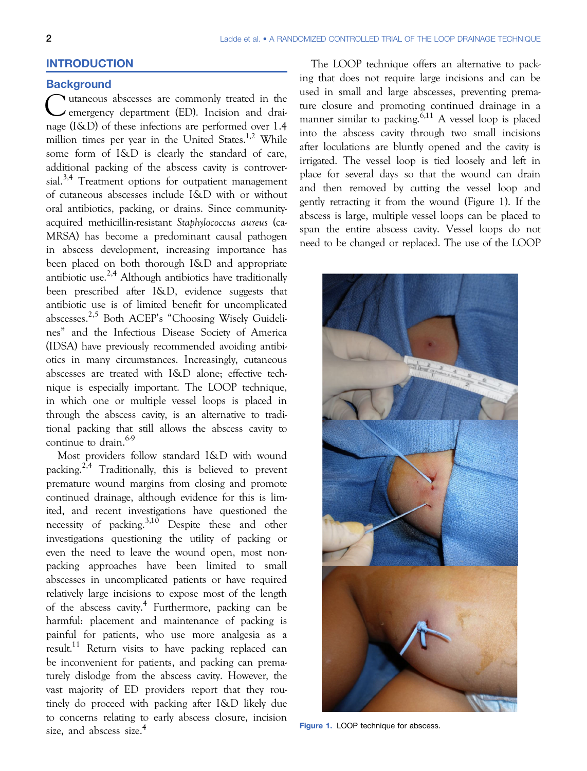## INTRODUCTION

### Background

Cutaneous abscesses are commonly treated in the emergency department (ED). Incision and drainage (I&D) of these infections are performed over 1.4 million times per year in the United States.[1,2] While some form of I&D is clearly the standard of care, additional packing of the abscess cavity is controversial.[3,4] Treatment options for outpatient management of cutaneous abscesses include I&D with or without oral antibiotics, packing, or drains. Since community-acquired methicillin-resistant *Staphylococcus aureus* (ca-MRSA) has become a predominant causal pathogen in abscess development, increasing importance has been placed on both thorough I&D and appropriate antibiotic use.[2,4] Although antibiotics have traditionally been prescribed after I&D, evidence suggests that antibiotic use is of limited benefit for uncomplicated abscesses.[2,5] Both ACEP's "Choosing Wisely Guidelines" and the Infectious Disease Society of America (IDSA) have previously recommended avoiding antibiotics in many circumstances. Increasingly, cutaneous abscesses are treated with I&D alone; effective technique is especially important. The LOOP technique, in which one or multiple vessel loops is placed in through the abscess cavity, is an alternative to traditional packing that still allows the abscess cavity to continue to drain.[6-9]

Most providers follow standard I&D with wound packing.[2,4] Traditionally, this is believed to prevent premature wound margins from closing and promote continued drainage, although evidence for this is limited, and recent investigations have questioned the necessity of packing.[3,10] Despite these and other investigations questioning the utility of packing or even the need to leave the wound open, most non-packing approaches have been limited to small abscesses in uncomplicated patients or have required relatively large incisions to expose most of the length of the abscess cavity.[4] Furthermore, packing can be harmful: placement and maintenance of packing is painful for patients, who use more analgesia as a result.[11] Return visits to have packing replaced can be inconvenient for patients, and packing can prematurely dislodge from the abscess cavity. However, the vast majority of ED providers report that they routinely do proceed with packing after I&D likely due to concerns relating to early abscess closure, incision size, and abscess size.[4]

The LOOP technique offers an alternative to packing that does not require large incisions and can be used in small and large abscesses, preventing premature closure and promoting continued drainage in a manner similar to packing.[6,11] A vessel loop is placed into the abscess cavity through two small incisions after loculations are bluntly opened and the cavity is irrigated. The vessel loop is tied loosely and left in place for several days so that the wound can drain and then removed by cutting the vessel loop and gently retracting it from the wound (Figure 1). If the abscess is large, multiple vessel loops can be placed to span the entire abscess cavity. Vessel loops do not need to be changed or replaced. The use of the LOOP

Figure 1. LOOP technique for abscess.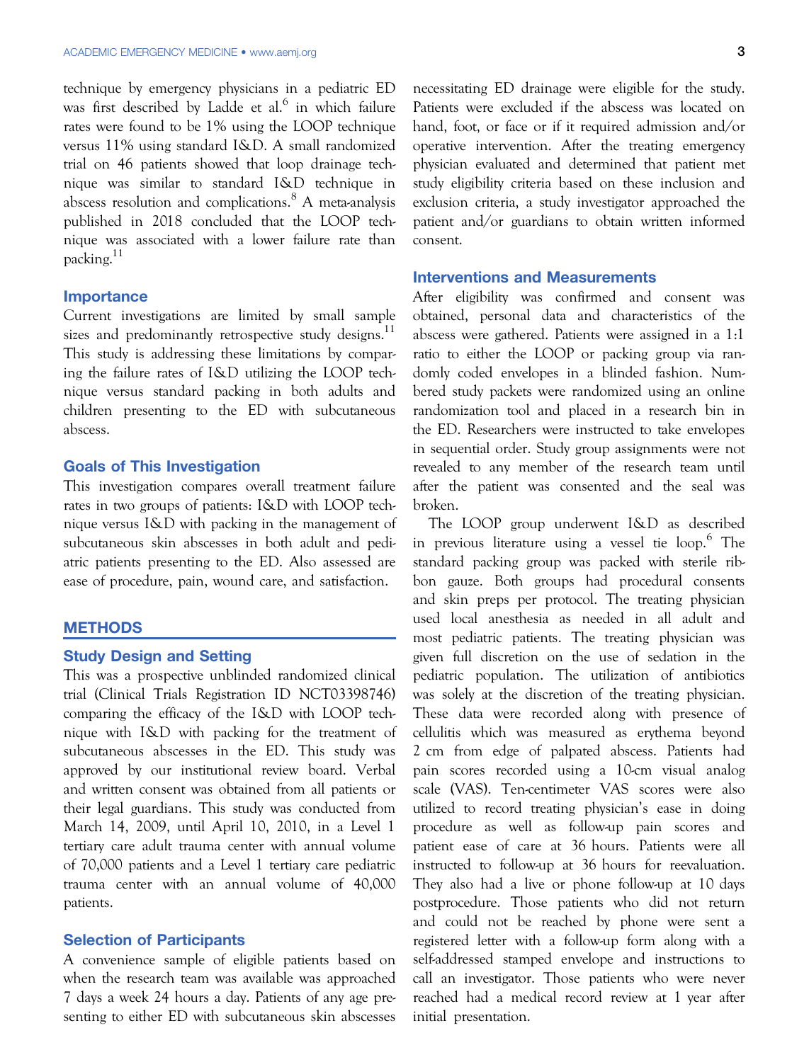technique by emergency physicians in a pediatric ED was first described by Ladde et al.[6] in which failure rates were found to be 1% using the LOOP technique versus 11% using standard I&D. A small randomized trial on 46 patients showed that loop drainage technique was similar to standard I&D technique in abscess resolution and complications.[8] A meta-analysis published in 2018 concluded that the LOOP technique was associated with a lower failure rate than packing.[11]

### Importance

Current investigations are limited by small sample sizes and predominantly retrospective study designs.[11] This study is addressing these limitations by comparing the failure rates of I&D utilizing the LOOP technique versus standard packing in both adults and children presenting to the ED with subcutaneous abscess.

### Goals of This Investigation

This investigation compares overall treatment failure rates in two groups of patients: I&D with LOOP technique versus I&D with packing in the management of subcutaneous skin abscesses in both adult and pediatric patients presenting to the ED. Also assessed are ease of procedure, pain, wound care, and satisfaction.

## METHODS

### Study Design and Setting

This was a prospective unblinded randomized clinical trial (Clinical Trials Registration ID NCT03398746) comparing the efficacy of the I&D with LOOP technique with I&D with packing for the treatment of subcutaneous abscesses in the ED. This study was approved by our institutional review board. Verbal and written consent was obtained from all patients or their legal guardians. This study was conducted from March 14, 2009, until April 10, 2010, in a Level 1 tertiary care adult trauma center with annual volume of 70,000 patients and a Level 1 tertiary care pediatric trauma center with an annual volume of 40,000 patients.

### Selection of Participants

A convenience sample of eligible patients based on when the research team was available was approached 7 days a week 24 hours a day. Patients of any age presenting to either ED with subcutaneous skin abscesses necessitating ED drainage were eligible for the study. Patients were excluded if the abscess was located on hand, foot, or face or if it required admission and/or operative intervention. After the treating emergency physician evaluated and determined that patient met study eligibility criteria based on these inclusion and exclusion criteria, a study investigator approached the patient and/or guardians to obtain written informed consent.

### Interventions and Measurements

After eligibility was confirmed and consent was obtained, personal data and characteristics of the abscess were gathered. Patients were assigned in a 1:1 ratio to either the LOOP or packing group via randomly coded envelopes in a blinded fashion. Numbered study packets were randomized using an online randomization tool and placed in a research bin in the ED. Researchers were instructed to take envelopes in sequential order. Study group assignments were not revealed to any member of the research team until after the patient was consented and the seal was broken.

The LOOP group underwent I&D as described in previous literature using a vessel tie loop.[6] The standard packing group was packed with sterile ribbon gauze. Both groups had procedural consents and skin preps per protocol. The treating physician used local anesthesia as needed in all adult and most pediatric patients. The treating physician was given full discretion on the use of sedation in the pediatric population. The utilization of antibiotics was solely at the discretion of the treating physician. These data were recorded along with presence of cellulitis which was measured as erythema beyond 2 cm from edge of palpated abscess. Patients had pain scores recorded using a 10-cm visual analog scale (VAS). Ten-centimeter VAS scores were also utilized to record treating physician's ease in doing procedure as well as follow-up pain scores and patient ease of care at 36 hours. Patients were all instructed to follow-up at 36 hours for reevaluation. They also had a live or phone follow-up at 10 days postprocedure. Those patients who did not return and could not be reached by phone were sent a registered letter with a follow-up form along with a self-addressed stamped envelope and instructions to call an investigator. Those patients who were never reached had a medical record review at 1 year after initial presentation.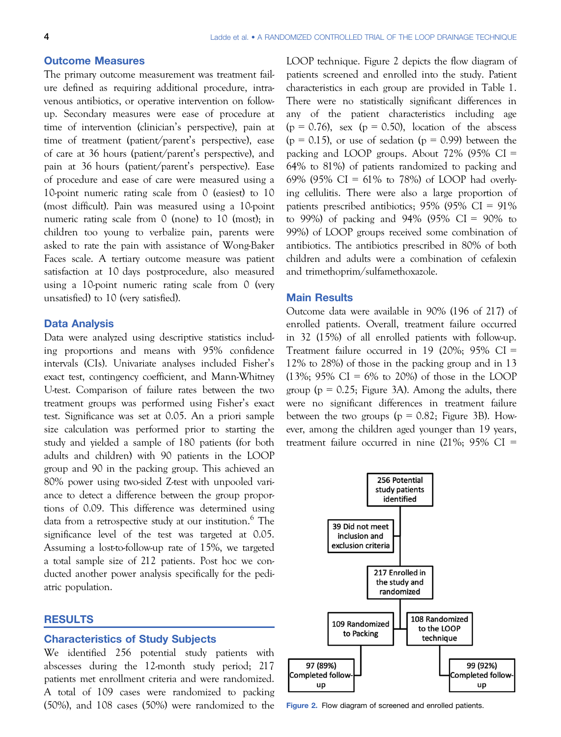## Outcome Measures

The primary outcome measurement was treatment failure defined as requiring additional procedure, intravenous antibiotics, or operative intervention on follow-up. Secondary measures were ease of procedure at time of intervention (clinician's perspective), pain at time of treatment (patient/parent's perspective), ease of care at 36 hours (patient/parent's perspective), and pain at 36 hours (patient/parent's perspective). Ease of procedure and ease of care were measured using a 10-point numeric rating scale from 0 (easiest) to 10 (most difficult). Pain was measured using a 10-point numeric rating scale from 0 (none) to 10 (most); in children too young to verbalize pain, parents were asked to rate the pain with assistance of Wong-Baker Faces scale. A tertiary outcome measure was patient satisfaction at 10 days postprocedure, also measured using a 10-point numeric rating scale from 0 (very unsatisfied) to 10 (very satisfied).

## Data Analysis

Data were analyzed using descriptive statistics including proportions and means with 95% confidence intervals (CIs). Univariate analyses included Fisher's exact test, contingency coefficient, and Mann-Whitney U-test. Comparison of failure rates between the two treatment groups was performed using Fisher's exact test. Significance was set at 0.05. An a priori sample size calculation was performed prior to starting the study and yielded a sample of 180 patients (for both adults and children) with 90 patients in the LOOP group and 90 in the packing group. This achieved an 80% power using two-sided Z-test with unpooled variance to detect a difference between the group proportions of 0.09. This difference was determined using data from a retrospective study at our institution.[6] The significance level of the test was targeted at 0.05. Assuming a lost-to-follow-up rate of 15%, we targeted a total sample size of 212 patients. Post hoc we conducted another power analysis specifically for the pediatric population.

# RESULTS

## Characteristics of Study Subjects

We identified 256 potential study patients with abscesses during the 12-month study period; 217 patients met enrollment criteria and were randomized. A total of 109 cases were randomized to packing (50%), and 108 cases (50%) were randomized to the LOOP technique. Figure 2 depicts the flow diagram of patients screened and enrolled into the study. Patient characteristics in each group are provided in Table 1. There were no statistically significant differences in any of the patient characteristics including age ($p = 0.76$), sex ($p = 0.50$), location of the abscess ($p = 0.15$), or use of sedation ($p = 0.99$) between the packing and LOOP groups. About 72% (95% CI = 64% to 81%) of patients randomized to packing and 69% (95% CI = 61% to 78%) of LOOP had overlying cellulitis. There were also a large proportion of patients prescribed antibiotics; 95% (95% CI = 91% to 99%) of packing and 94% (95% CI = 90% to 99%) of LOOP groups received some combination of antibiotics. The antibiotics prescribed in 80% of both children and adults were a combination of cefalexin and trimethoprim/sulfamethoxazole.

## Main Results

Outcome data were available in 90% (196 of 217) of enrolled patients. Overall, treatment failure occurred in 32 (15%) of all enrolled patients with follow-up. Treatment failure occurred in 19 (20%; 95% CI = 12% to 28%) of those in the packing group and in 13 (13%; 95% CI = 6% to 20%) of those in the LOOP group ($p = 0.25$; Figure 3A). Among the adults, there were no significant differences in treatment failure between the two groups ($p = 0.82$; Figure 3B). However, among the children aged younger than 19 years, treatment failure occurred in nine (21%; 95% CI =

256 Potential study patients identified
→ 39 Did not meet inclusion and exclusion criteria
→ 217 Enrolled in the study and randomized
→ 109 Randomized to Packing → 97 (89%) Completed follow-up
→ 108 Randomized to the LOOP technique → 99 (92%) Completed follow-up

Figure 2. Flow diagram of screened and enrolled patients.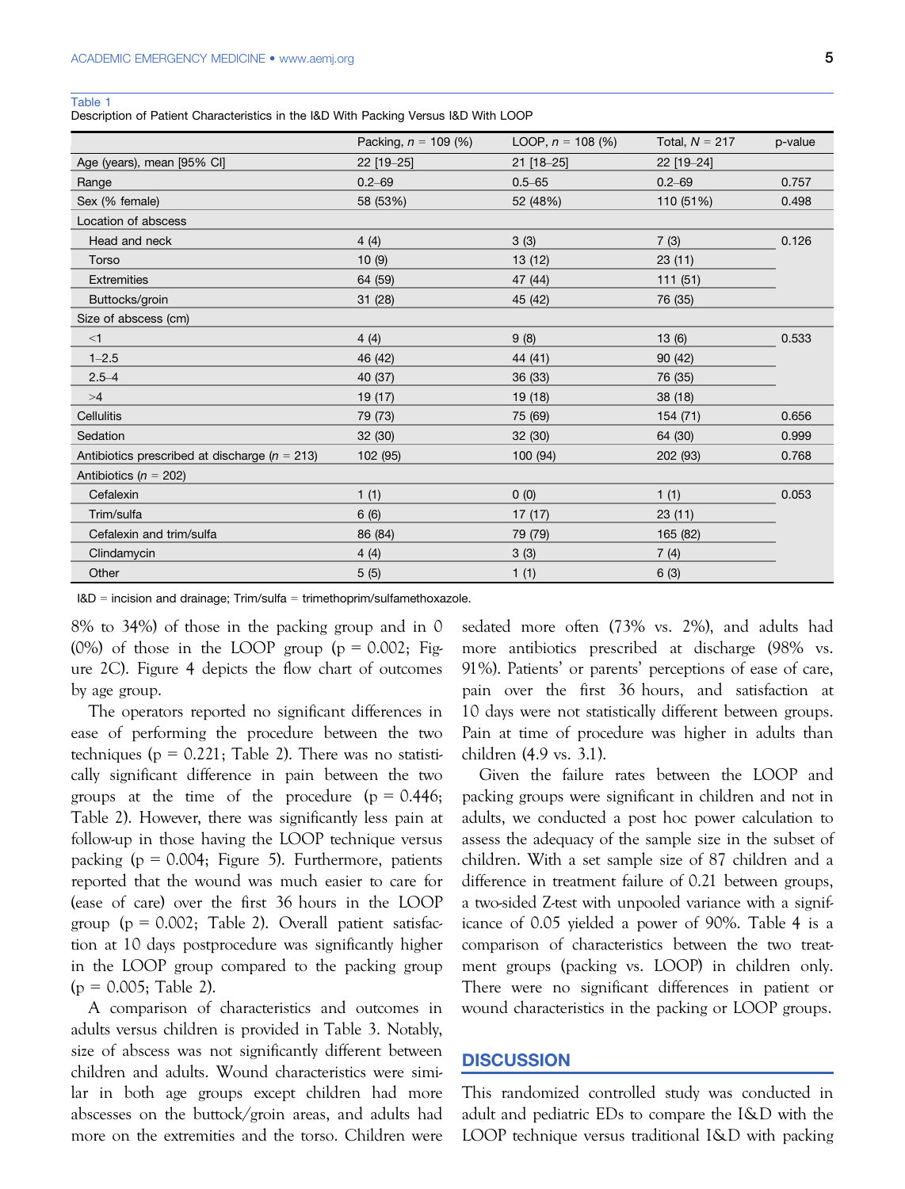Table 1
Description of Patient Characteristics in the I&D With Packing Versus I&D With LOOP

| | Packing, $n$ = 109 (%) | LOOP, $n$ = 108 (%) | Total, $N$ = 217 | p-value |
|---|---|---|---|---|
| Age (years), mean [95% CI] | 22 [19–25] | 21 [18–25] | 22 [19–24] | |
| Range | 0.2–69 | 0.5–65 | 0.2–69 | 0.757 |
| Sex (% female) | 58 (53%) | 52 (48%) | 110 (51%) | 0.498 |
| Location of abscess | | | | |
| Head and neck | 4 (4) | 3 (3) | 7 (3) | 0.126 |
| Torso | 10 (9) | 13 (12) | 23 (11) | |
| Extremities | 64 (59) | 47 (44) | 111 (51) | |
| Buttocks/groin | 31 (28) | 45 (42) | 76 (35) | |
| Size of abscess (cm) | | | | |
| <1 | 4 (4) | 9 (8) | 13 (6) | 0.533 |
| 1–2.5 | 46 (42) | 44 (41) | 90 (42) | |
| 2.5–4 | 40 (37) | 36 (33) | 76 (35) | |
| >4 | 19 (17) | 19 (18) | 38 (18) | |
| Cellulitis | 79 (73) | 75 (69) | 154 (71) | 0.656 |
| Sedation | 32 (30) | 32 (30) | 64 (30) | 0.999 |
| Antibiotics prescribed at discharge ($n$ = 213) | 102 (95) | 100 (94) | 202 (93) | 0.768 |
| Antibiotics ($n$ = 202) | | | | |
| Cefalexin | 1 (1) | 0 (0) | 1 (1) | 0.053 |
| Trim/sulfa | 6 (6) | 17 (17) | 23 (11) | |
| Cefalexin and trim/sulfa | 86 (84) | 79 (79) | 165 (82) | |
| Clindamycin | 4 (4) | 3 (3) | 7 (4) | |
| Other | 5 (5) | 1 (1) | 6 (3) | |

I&D = incision and drainage; Trim/sulfa = trimethoprim/sulfamethoxazole.

8% to 34%) of those in the packing group and in 0 (0%) of those in the LOOP group (p = 0.002; Figure 2C). Figure 4 depicts the flow chart of outcomes by age group.

The operators reported no significant differences in ease of performing the procedure between the two techniques (p = 0.221; Table 2). There was no statistically significant difference in pain between the two groups at the time of the procedure (p = 0.446; Table 2). However, there was significantly less pain at follow-up in those having the LOOP technique versus packing (p = 0.004; Figure 5). Furthermore, patients reported that the wound was much easier to care for (ease of care) over the first 36 hours in the LOOP group (p = 0.002; Table 2). Overall patient satisfaction at 10 days postprocedure was significantly higher in the LOOP group compared to the packing group (p = 0.005; Table 2).

A comparison of characteristics and outcomes in adults versus children is provided in Table 3. Notably, size of abscess was not significantly different between children and adults. Wound characteristics were similar in both age groups except children had more abscesses on the buttock/groin areas, and adults had more on the extremities and the torso. Children were sedated more often (73% vs. 2%), and adults had more antibiotics prescribed at discharge (98% vs. 91%). Patients' or parents' perceptions of ease of care, pain over the first 36 hours, and satisfaction at 10 days were not statistically different between groups. Pain at time of procedure was higher in adults than children (4.9 vs. 3.1).

Given the failure rates between the LOOP and packing groups were significant in children and not in adults, we conducted a post hoc power calculation to assess the adequacy of the sample size in the subset of children. With a set sample size of 87 children and a difference in treatment failure of 0.21 between groups, a two-sided Z-test with unpooled variance with a significance of 0.05 yielded a power of 90%. Table 4 is a comparison of characteristics between the two treatment groups (packing vs. LOOP) in children only. There were no significant differences in patient or wound characteristics in the packing or LOOP groups.

## DISCUSSION

This randomized controlled study was conducted in adult and pediatric EDs to compare the I&D with the LOOP technique versus traditional I&D with packing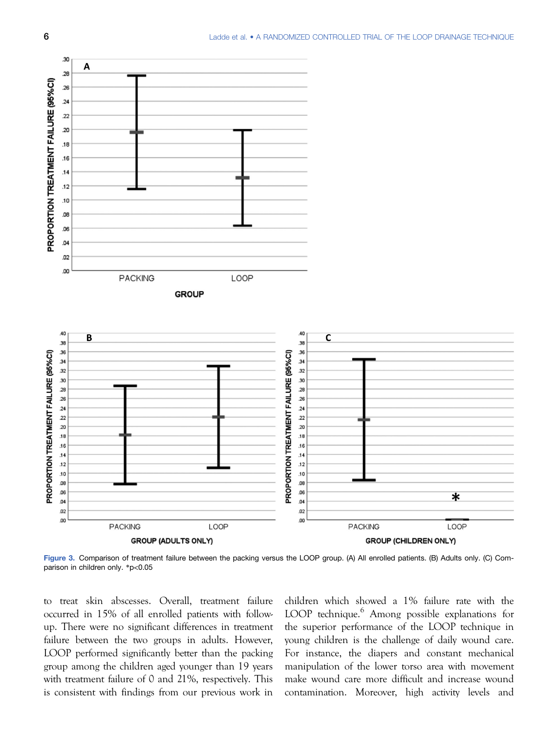Figure 3. Comparison of treatment failure between the packing versus the LOOP group. (A) All enrolled patients. (B) Adults only. (C) Comparison in children only. *p<0.05

to treat skin abscesses. Overall, treatment failure occurred in 15% of all enrolled patients with follow-up. There were no significant differences in treatment failure between the two groups in adults. However, LOOP performed significantly better than the packing group among the children aged younger than 19 years with treatment failure of 0 and 21%, respectively. This is consistent with findings from our previous work in children which showed a 1% failure rate with the LOOP technique.[6] Among possible explanations for the superior performance of the LOOP technique in young children is the challenge of daily wound care. For instance, the diapers and constant mechanical manipulation of the lower torso area with movement make wound care more difficult and increase wound contamination. Moreover, high activity levels and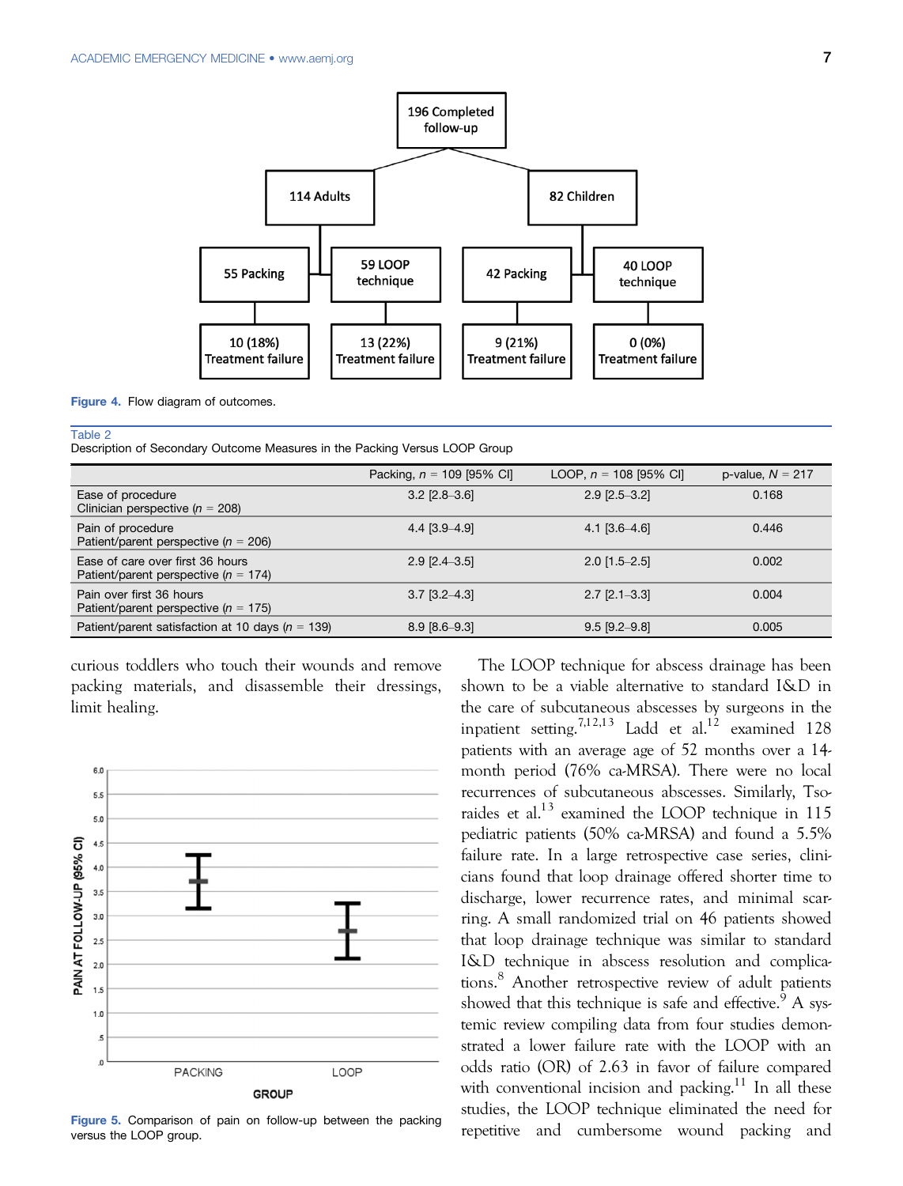Figure 4. Flow diagram of outcomes.

Table 2
Description of Secondary Outcome Measures in the Packing Versus LOOP Group

| | Packing, $n$ = 109 [95% CI] | LOOP, $n$ = 108 [95% CI] | p-value, $N$ = 217 |
|---|---|---|---|
| Ease of procedure<br>Clinician perspective ($n$ = 208) | 3.2 [2.8–3.6] | 2.9 [2.5–3.2] | 0.168 |
| Pain of procedure<br>Patient/parent perspective ($n$ = 206) | 4.4 [3.9–4.9] | 4.1 [3.6–4.6] | 0.446 |
| Ease of care over first 36 hours<br>Patient/parent perspective ($n$ = 174) | 2.9 [2.4–3.5] | 2.0 [1.5–2.5] | 0.002 |
| Pain over first 36 hours<br>Patient/parent perspective ($n$ = 175) | 3.7 [3.2–4.3] | 2.7 [2.1–3.3] | 0.004 |
| Patient/parent satisfaction at 10 days ($n$ = 139) | 8.9 [8.6–9.3] | 9.5 [9.2–9.8] | 0.005 |

curious toddlers who touch their wounds and remove packing materials, and disassemble their dressings, limit healing.

Figure 5. Comparison of pain on follow-up between the packing versus the LOOP group.

The LOOP technique for abscess drainage has been shown to be a viable alternative to standard I&D in the care of subcutaneous abscesses by surgeons in the inpatient setting.[7,12,13] Ladd et al.[12] examined 128 patients with an average age of 52 months over a 14-month period (76% ca-MRSA). There were no local recurrences of subcutaneous abscesses. Similarly, Tsoraides et al.[13] examined the LOOP technique in 115 pediatric patients (50% ca-MRSA) and found a 5.5% failure rate. In a large retrospective case series, clinicians found that loop drainage offered shorter time to discharge, lower recurrence rates, and minimal scarring. A small randomized trial on 46 patients showed that loop drainage technique was similar to standard I&D technique in abscess resolution and complications.[8] Another retrospective review of adult patients showed that this technique is safe and effective.[9] A systemic review compiling data from four studies demonstrated a lower failure rate with the LOOP with an odds ratio (OR) of 2.63 in favor of failure compared with conventional incision and packing.[11] In all these studies, the LOOP technique eliminated the need for repetitive and cumbersome wound packing and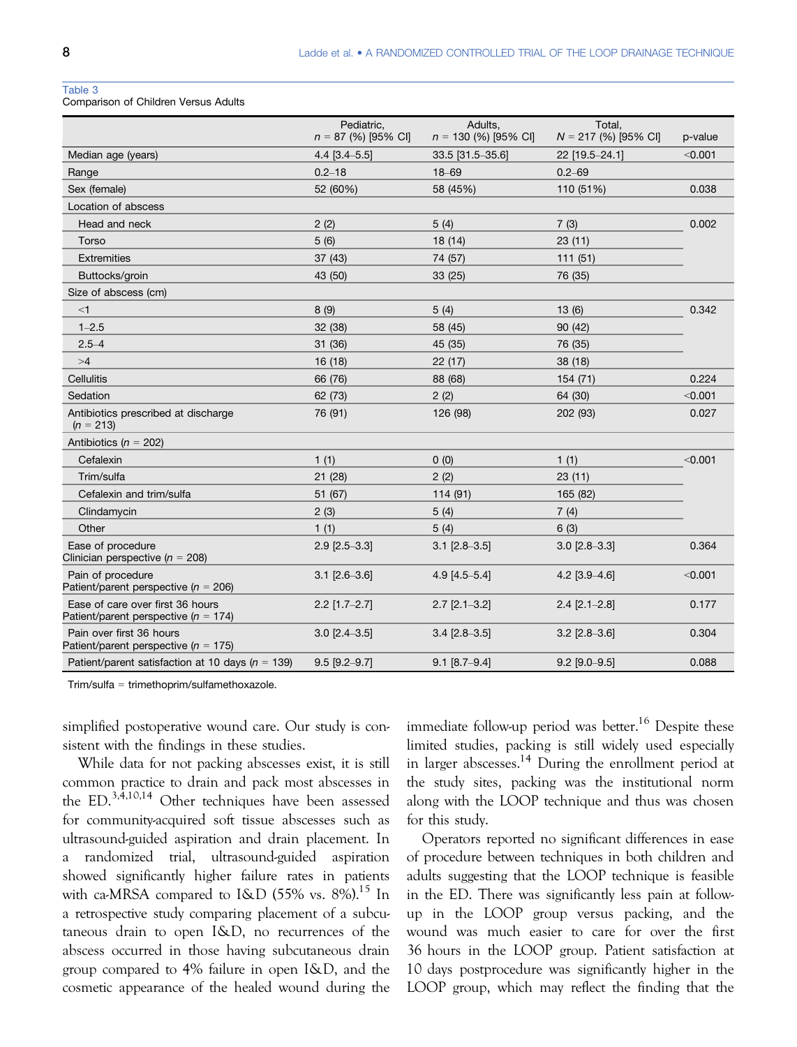Table 3
Comparison of Children Versus Adults

| | Pediatric, $n$ = 87 (%) [95% CI] | Adults, $n$ = 130 (%) [95% CI] | Total, $N$ = 217 (%) [95% CI] | p-value |
|---|---|---|---|---|
| Median age (years) | 4.4 [3.4–5.5] | 33.5 [31.5–35.6] | 22 [19.5–24.1] | <0.001 |
| Range | 0.2–18 | 18–69 | 0.2–69 | |
| Sex (female) | 52 (60%) | 58 (45%) | 110 (51%) | 0.038 |
| Location of abscess | | | | |
| Head and neck | 2 (2) | 5 (4) | 7 (3) | 0.002 |
| Torso | 5 (6) | 18 (14) | 23 (11) | |
| Extremities | 37 (43) | 74 (57) | 111 (51) | |
| Buttocks/groin | 43 (50) | 33 (25) | 76 (35) | |
| Size of abscess (cm) | | | | |
| <1 | 8 (9) | 5 (4) | 13 (6) | 0.342 |
| 1–2.5 | 32 (38) | 58 (45) | 90 (42) | |
| 2.5–4 | 31 (36) | 45 (35) | 76 (35) | |
| >4 | 16 (18) | 22 (17) | 38 (18) | |
| Cellulitis | 66 (76) | 88 (68) | 154 (71) | 0.224 |
| Sedation | 62 (73) | 2 (2) | 64 (30) | <0.001 |
| Antibiotics prescribed at discharge ($n$ = 213) | 76 (91) | 126 (98) | 202 (93) | 0.027 |
| Antibiotics ($n$ = 202) | | | | |
| Cefalexin | 1 (1) | 0 (0) | 1 (1) | <0.001 |
| Trim/sulfa | 21 (28) | 2 (2) | 23 (11) | |
| Cefalexin and trim/sulfa | 51 (67) | 114 (91) | 165 (82) | |
| Clindamycin | 2 (3) | 5 (4) | 7 (4) | |
| Other | 1 (1) | 5 (4) | 6 (3) | |
| Ease of procedure Clinician perspective ($n$ = 208) | 2.9 [2.5–3.3] | 3.1 [2.8–3.5] | 3.0 [2.8–3.3] | 0.364 |
| Pain of procedure Patient/parent perspective ($n$ = 206) | 3.1 [2.6–3.6] | 4.9 [4.5–5.4] | 4.2 [3.9–4.6] | <0.001 |
| Ease of care over first 36 hours Patient/parent perspective ($n$ = 174) | 2.2 [1.7–2.7] | 2.7 [2.1–3.2] | 2.4 [2.1–2.8] | 0.177 |
| Pain over first 36 hours Patient/parent perspective ($n$ = 175) | 3.0 [2.4–3.5] | 3.4 [2.8–3.5] | 3.2 [2.8–3.6] | 0.304 |
| Patient/parent satisfaction at 10 days ($n$ = 139) | 9.5 [9.2–9.7] | 9.1 [8.7–9.4] | 9.2 [9.0–9.5] | 0.088 |

Trim/sulfa = trimethoprim/sulfamethoxazole.

simplified postoperative wound care. Our study is consistent with the findings in these studies.

While data for not packing abscesses exist, it is still common practice to drain and pack most abscesses in the ED.[3,4,10,14] Other techniques have been assessed for community-acquired soft tissue abscesses such as ultrasound-guided aspiration and drain placement. In a randomized trial, ultrasound-guided aspiration showed significantly higher failure rates in patients with ca-MRSA compared to I&D (55% vs. 8%).[15] In a retrospective study comparing placement of a subcutaneous drain to open I&D, no recurrences of the abscess occurred in those having subcutaneous drain group compared to 4% failure in open I&D, and the cosmetic appearance of the healed wound during the immediate follow-up period was better.[16] Despite these limited studies, packing is still widely used especially in larger abscesses.[14] During the enrollment period at the study sites, packing was the institutional norm along with the LOOP technique and thus was chosen for this study.

Operators reported no significant differences in ease of procedure between techniques in both children and adults suggesting that the LOOP technique is feasible in the ED. There was significantly less pain at follow-up in the LOOP group versus packing, and the wound was much easier to care for over the first 36 hours in the LOOP group. Patient satisfaction at 10 days postprocedure was significantly higher in the LOOP group, which may reflect the finding that the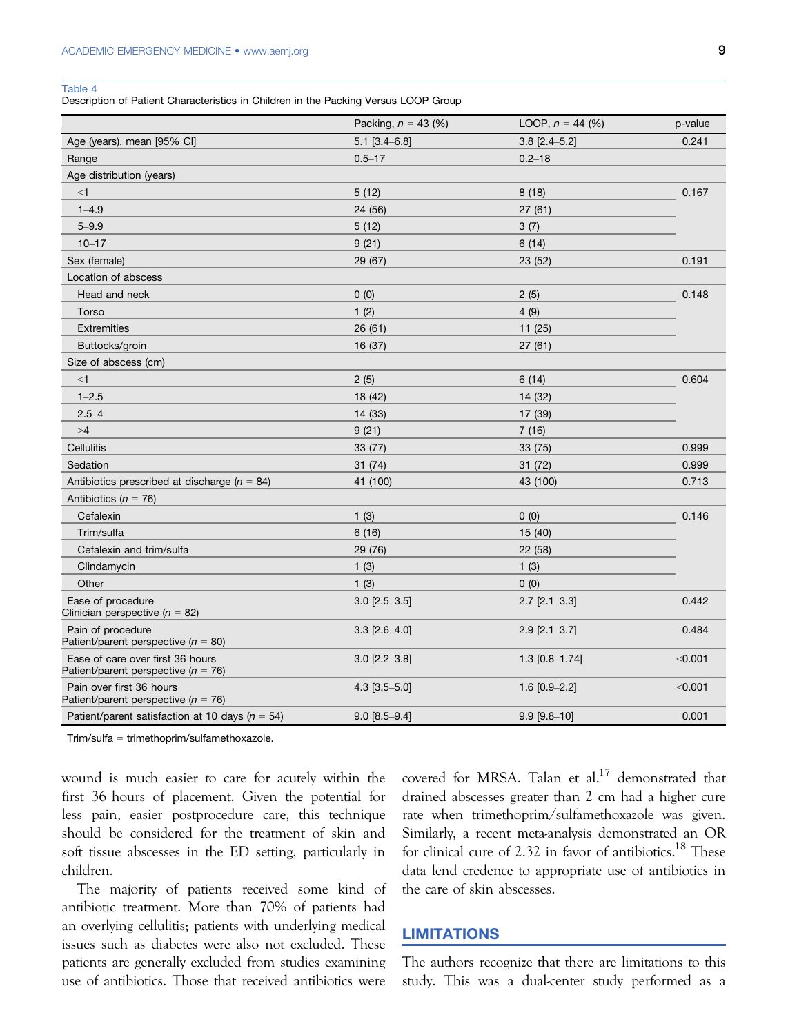Table 4
Description of Patient Characteristics in Children in the Packing Versus LOOP Group

| | Packing, $n$ = 43 (%) | LOOP, $n$ = 44 (%) | p-value |
|---|---|---|---|
| Age (years), mean [95% CI] | 5.1 [3.4–6.8] | 3.8 [2.4–5.2] | 0.241 |
| Range | 0.5–17 | 0.2–18 | |
| Age distribution (years) | | | |
| <1 | 5 (12) | 8 (18) | 0.167 |
| 1–4.9 | 24 (56) | 27 (61) | |
| 5–9.9 | 5 (12) | 3 (7) | |
| 10–17 | 9 (21) | 6 (14) | |
| Sex (female) | 29 (67) | 23 (52) | 0.191 |
| Location of abscess | | | |
| Head and neck | 0 (0) | 2 (5) | 0.148 |
| Torso | 1 (2) | 4 (9) | |
| Extremities | 26 (61) | 11 (25) | |
| Buttocks/groin | 16 (37) | 27 (61) | |
| Size of abscess (cm) | | | |
| <1 | 2 (5) | 6 (14) | 0.604 |
| 1–2.5 | 18 (42) | 14 (32) | |
| 2.5–4 | 14 (33) | 17 (39) | |
| >4 | 9 (21) | 7 (16) | |
| Cellulitis | 33 (77) | 33 (75) | 0.999 |
| Sedation | 31 (74) | 31 (72) | 0.999 |
| Antibiotics prescribed at discharge ($n$ = 84) | 41 (100) | 43 (100) | 0.713 |
| Antibiotics ($n$ = 76) | | | |
| Cefalexin | 1 (3) | 0 (0) | 0.146 |
| Trim/sulfa | 6 (16) | 15 (40) | |
| Cefalexin and trim/sulfa | 29 (76) | 22 (58) | |
| Clindamycin | 1 (3) | 1 (3) | |
| Other | 1 (3) | 0 (0) | |
| Ease of procedure Clinician perspective ($n$ = 82) | 3.0 [2.5–3.5] | 2.7 [2.1–3.3] | 0.442 |
| Pain of procedure Patient/parent perspective ($n$ = 80) | 3.3 [2.6–4.0] | 2.9 [2.1–3.7] | 0.484 |
| Ease of care over first 36 hours Patient/parent perspective ($n$ = 76) | 3.0 [2.2–3.8] | 1.3 [0.8–1.74] | <0.001 |
| Pain over first 36 hours Patient/parent perspective ($n$ = 76) | 4.3 [3.5–5.0] | 1.6 [0.9–2.2] | <0.001 |
| Patient/parent satisfaction at 10 days ($n$ = 54) | 9.0 [8.5–9.4] | 9.9 [9.8–10] | 0.001 |

Trim/sulfa = trimethoprim/sulfamethoxazole.

wound is much easier to care for acutely within the first 36 hours of placement. Given the potential for less pain, easier postprocedure care, this technique should be considered for the treatment of skin and soft tissue abscesses in the ED setting, particularly in children.

The majority of patients received some kind of antibiotic treatment. More than 70% of patients had an overlying cellulitis; patients with underlying medical issues such as diabetes were also not excluded. These patients are generally excluded from studies examining use of antibiotics. Those that received antibiotics were covered for MRSA. Talan et al.[17] demonstrated that drained abscesses greater than 2 cm had a higher cure rate when trimethoprim/sulfamethoxazole was given. Similarly, a recent meta-analysis demonstrated an OR for clinical cure of 2.32 in favor of antibiotics.[18] These data lend credence to appropriate use of antibiotics in the care of skin abscesses.

## LIMITATIONS

The authors recognize that there are limitations to this study. This was a dual-center study performed as a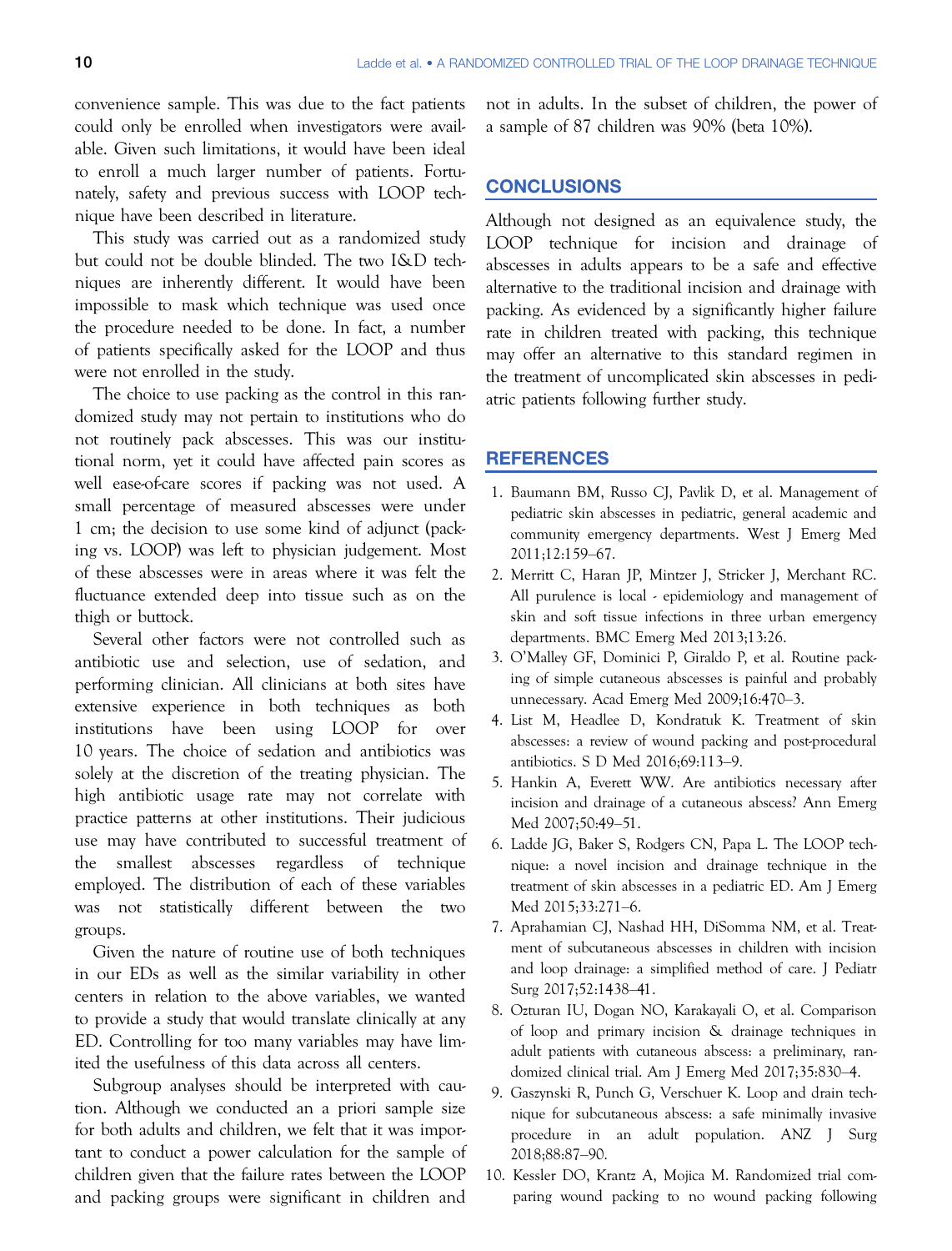convenience sample. This was due to the fact patients could only be enrolled when investigators were available. Given such limitations, it would have been ideal to enroll a much larger number of patients. Fortunately, safety and previous success with LOOP technique have been described in literature.

This study was carried out as a randomized study but could not be double blinded. The two I&D techniques are inherently different. It would have been impossible to mask which technique was used once the procedure needed to be done. In fact, a number of patients specifically asked for the LOOP and thus were not enrolled in the study.

The choice to use packing as the control in this randomized study may not pertain to institutions who do not routinely pack abscesses. This was our institutional norm, yet it could have affected pain scores as well ease-of-care scores if packing was not used. A small percentage of measured abscesses were under 1 cm; the decision to use some kind of adjunct (packing vs. LOOP) was left to physician judgement. Most of these abscesses were in areas where it was felt the fluctuance extended deep into tissue such as on the thigh or buttock.

Several other factors were not controlled such as antibiotic use and selection, use of sedation, and performing clinician. All clinicians at both sites have extensive experience in both techniques as both institutions have been using LOOP for over 10 years. The choice of sedation and antibiotics was solely at the discretion of the treating physician. The high antibiotic usage rate may not correlate with practice patterns at other institutions. Their judicious use may have contributed to successful treatment of the smallest abscesses regardless of technique employed. The distribution of each of these variables was not statistically different between the two groups.

Given the nature of routine use of both techniques in our EDs as well as the similar variability in other centers in relation to the above variables, we wanted to provide a study that would translate clinically at any ED. Controlling for too many variables may have limited the usefulness of this data across all centers.

Subgroup analyses should be interpreted with caution. Although we conducted an a priori sample size for both adults and children, we felt that it was important to conduct a power calculation for the sample of children given that the failure rates between the LOOP and packing groups were significant in children and not in adults. In the subset of children, the power of a sample of 87 children was 90% (beta 10%).

## CONCLUSIONS

Although not designed as an equivalence study, the LOOP technique for incision and drainage of abscesses in adults appears to be a safe and effective alternative to the traditional incision and drainage with packing. As evidenced by a significantly higher failure rate in children treated with packing, this technique may offer an alternative to this standard regimen in the treatment of uncomplicated skin abscesses in pediatric patients following further study.

## REFERENCES

1. Baumann BM, Russo CJ, Pavlik D, et al. Management of pediatric skin abscesses in pediatric, general academic and community emergency departments. West J Emerg Med 2011;12:159–67.
2. Merritt C, Haran JP, Mintzer J, Stricker J, Merchant RC. All purulence is local - epidemiology and management of skin and soft tissue infections in three urban emergency departments. BMC Emerg Med 2013;13:26.
3. O'Malley GF, Dominici P, Giraldo P, et al. Routine packing of simple cutaneous abscesses is painful and probably unnecessary. Acad Emerg Med 2009;16:470–3.
4. List M, Headlee D, Kondratuk K. Treatment of skin abscesses: a review of wound packing and post-procedural antibiotics. S D Med 2016;69:113–9.
5. Hankin A, Everett WW. Are antibiotics necessary after incision and drainage of a cutaneous abscess? Ann Emerg Med 2007;50:49–51.
6. Ladde JG, Baker S, Rodgers CN, Papa L. The LOOP technique: a novel incision and drainage technique in the treatment of skin abscesses in a pediatric ED. Am J Emerg Med 2015;33:271–6.
7. Aprahamian CJ, Nashad HH, DiSomma NM, et al. Treatment of subcutaneous abscesses in children with incision and loop drainage: a simplified method of care. J Pediatr Surg 2017;52:1438–41.
8. Ozturan IU, Dogan NO, Karakayali O, et al. Comparison of loop and primary incision & drainage techniques in adult patients with cutaneous abscess: a preliminary, randomized clinical trial. Am J Emerg Med 2017;35:830–4.
9. Gaszynski R, Punch G, Verschuer K. Loop and drain technique for subcutaneous abscess: a safe minimally invasive procedure in an adult population. ANZ J Surg 2018;88:87–90.
10. Kessler DO, Krantz A, Mojica M. Randomized trial comparing wound packing to no wound packing following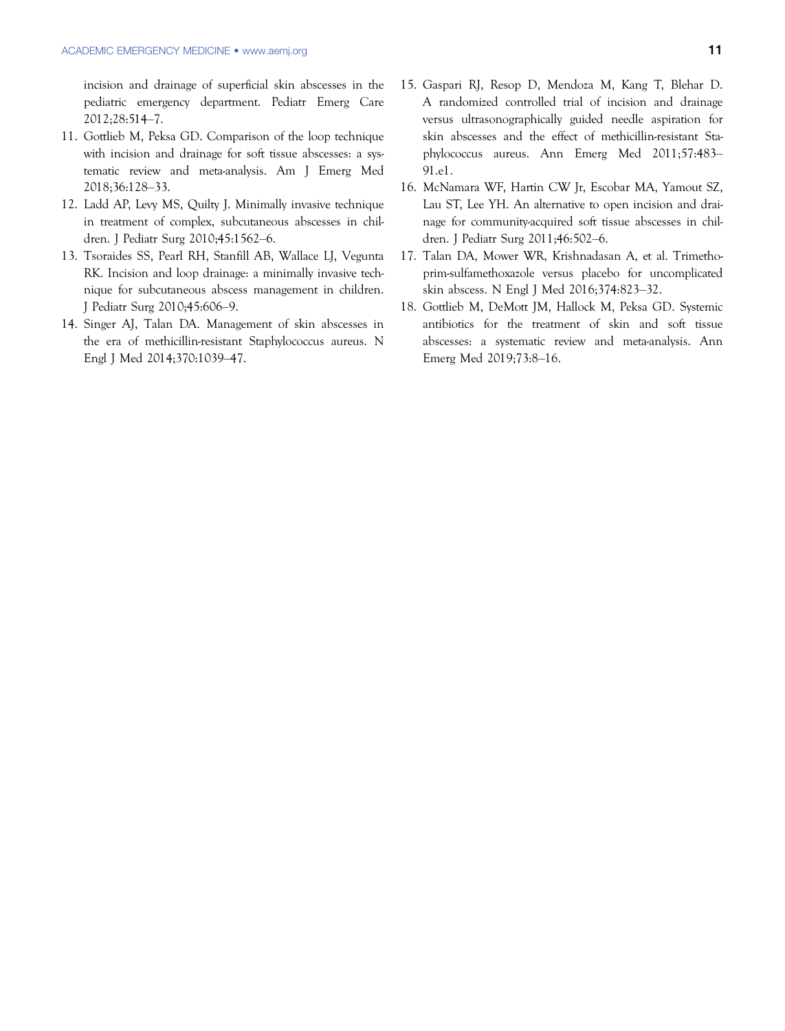incision and drainage of superficial skin abscesses in the pediatric emergency department. Pediatr Emerg Care 2012;28:514–7.

11. Gottlieb M, Peksa GD. Comparison of the loop technique with incision and drainage for soft tissue abscesses: a systematic review and meta-analysis. Am J Emerg Med 2018;36:128–33.
12. Ladd AP, Levy MS, Quilty J. Minimally invasive technique in treatment of complex, subcutaneous abscesses in children. J Pediatr Surg 2010;45:1562–6.
13. Tsoraides SS, Pearl RH, Stanfill AB, Wallace LJ, Vegunta RK. Incision and loop drainage: a minimally invasive technique for subcutaneous abscess management in children. J Pediatr Surg 2010;45:606–9.
14. Singer AJ, Talan DA. Management of skin abscesses in the era of methicillin-resistant Staphylococcus aureus. N Engl J Med 2014;370:1039–47.
15. Gaspari RJ, Resop D, Mendoza M, Kang T, Blehar D. A randomized controlled trial of incision and drainage versus ultrasonographically guided needle aspiration for skin abscesses and the effect of methicillin-resistant Staphylococcus aureus. Ann Emerg Med 2011;57:483–91.e1.
16. McNamara WF, Hartin CW Jr, Escobar MA, Yamout SZ, Lau ST, Lee YH. An alternative to open incision and drainage for community-acquired soft tissue abscesses in children. J Pediatr Surg 2011;46:502–6.
17. Talan DA, Mower WR, Krishnadasan A, et al. Trimethoprim-sulfamethoxazole versus placebo for uncomplicated skin abscess. N Engl J Med 2016;374:823–32.
18. Gottlieb M, DeMott JM, Hallock M, Peksa GD. Systemic antibiotics for the treatment of skin and soft tissue abscesses: a systematic review and meta-analysis. Ann Emerg Med 2019;73:8–16.